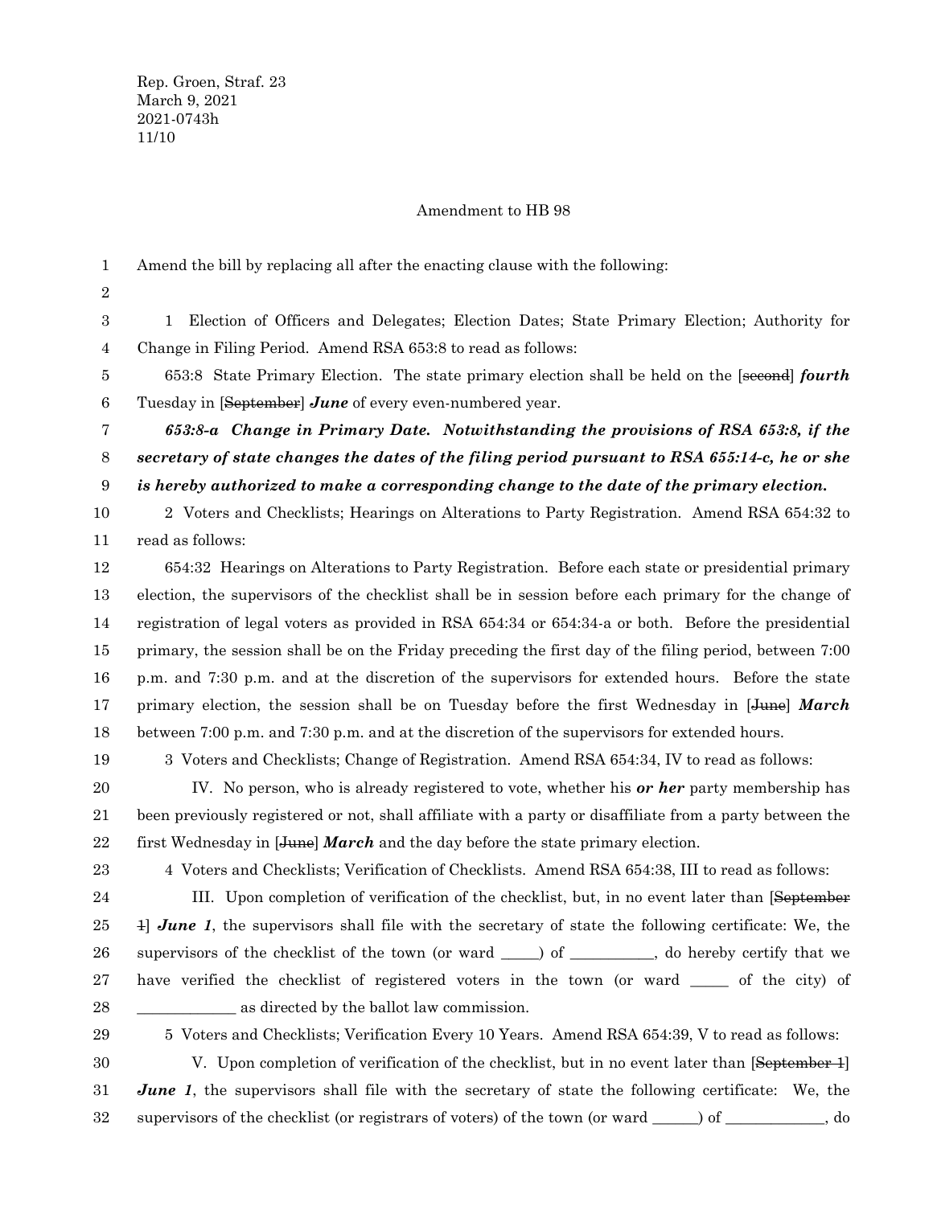Rep. Groen, Straf. 23
March 9, 2021
2021-0743h
11/10

Amendment to HB 98

Amend the bill by replacing all after the enacting clause with the following:

1 Election of Officers and Delegates; Election Dates; State Primary Election; Authority for Change in Filing Period. Amend RSA 653:8 to read as follows:

653:8 State Primary Election. The state primary election shall be held on the [~~second~~] ***fourth*** Tuesday in [~~September~~] ***June*** of every even-numbered year.

***653:8-a Change in Primary Date. Notwithstanding the provisions of RSA 653:8, if the secretary of state changes the dates of the filing period pursuant to RSA 655:14-c, he or she is hereby authorized to make a corresponding change to the date of the primary election.***

2 Voters and Checklists; Hearings on Alterations to Party Registration. Amend RSA 654:32 to read as follows:

654:32 Hearings on Alterations to Party Registration. Before each state or presidential primary election, the supervisors of the checklist shall be in session before each primary for the change of registration of legal voters as provided in RSA 654:34 or 654:34-a or both. Before the presidential primary, the session shall be on the Friday preceding the first day of the filing period, between 7:00 p.m. and 7:30 p.m. and at the discretion of the supervisors for extended hours. Before the state primary election, the session shall be on Tuesday before the first Wednesday in [~~June~~] ***March*** between 7:00 p.m. and 7:30 p.m. and at the discretion of the supervisors for extended hours.

3 Voters and Checklists; Change of Registration. Amend RSA 654:34, IV to read as follows:

IV. No person, who is already registered to vote, whether his ***or her*** party membership has been previously registered or not, shall affiliate with a party or disaffiliate from a party between the first Wednesday in [~~June~~] ***March*** and the day before the state primary election.

4 Voters and Checklists; Verification of Checklists. Amend RSA 654:38, III to read as follows:

III. Upon completion of verification of the checklist, but, in no event later than [~~September 1~~] ***June 1***, the supervisors shall file with the secretary of state the following certificate: We, the supervisors of the checklist of the town (or ward _____) of ___________, do hereby certify that we have verified the checklist of registered voters in the town (or ward _____ of the city) of _____________ as directed by the ballot law commission.

5 Voters and Checklists; Verification Every 10 Years. Amend RSA 654:39, V to read as follows:

V. Upon completion of verification of the checklist, but in no event later than [~~September 1~~] ***June 1***, the supervisors shall file with the secretary of state the following certificate: We, the supervisors of the checklist (or registrars of voters) of the town (or ward ______) of _____________, do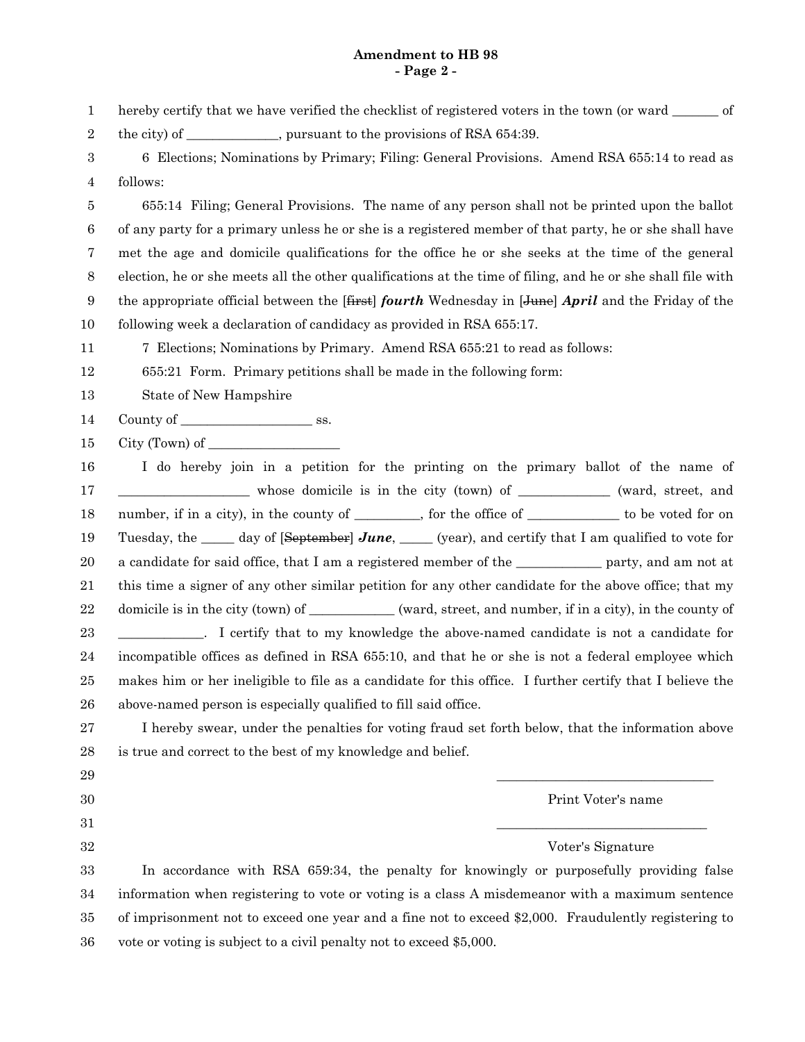hereby certify that we have verified the checklist of registered voters in the town (or ward _______ of the city) of ______________, pursuant to the provisions of RSA 654:39.

6 Elections; Nominations by Primary; Filing: General Provisions. Amend RSA 655:14 to read as follows:

655:14 Filing; General Provisions. The name of any person shall not be printed upon the ballot of any party for a primary unless he or she is a registered member of that party, he or she shall have met the age and domicile qualifications for the office he or she seeks at the time of the general election, he or she meets all the other qualifications at the time of filing, and he or she shall file with the appropriate official between the [~~first~~] ***fourth*** Wednesday in [~~June~~] ***April*** and the Friday of the following week a declaration of candidacy as provided in RSA 655:17.

7 Elections; Nominations by Primary. Amend RSA 655:21 to read as follows:

655:21 Form. Primary petitions shall be made in the following form:

State of New Hampshire

County of ____________________ ss.

City (Town) of ____________________

I do hereby join in a petition for the printing on the primary ballot of the name of ____________________ whose domicile is in the city (town) of ______________ (ward, street, and number, if in a city), in the county of __________, for the office of ______________ to be voted for on Tuesday, the _____ day of [~~September~~] ***June***, _____ (year), and certify that I am qualified to vote for a candidate for said office, that I am a registered member of the _____________ party, and am not at this time a signer of any other similar petition for any other candidate for the above office; that my domicile is in the city (town) of _____________ (ward, street, and number, if in a city), in the county of _____________. I certify that to my knowledge the above-named candidate is not a candidate for incompatible offices as defined in RSA 655:10, and that he or she is not a federal employee which makes him or her ineligible to file as a candidate for this office. I further certify that I believe the above-named person is especially qualified to fill said office.

I hereby swear, under the penalties for voting fraud set forth below, that the information above is true and correct to the best of my knowledge and belief.

__________________________________

Print Voter's name

__________________________________

Voter's Signature

In accordance with RSA 659:34, the penalty for knowingly or purposefully providing false information when registering to vote or voting is a class A misdemeanor with a maximum sentence of imprisonment not to exceed one year and a fine not to exceed $2,000. Fraudulently registering to vote or voting is subject to a civil penalty not to exceed $5,000.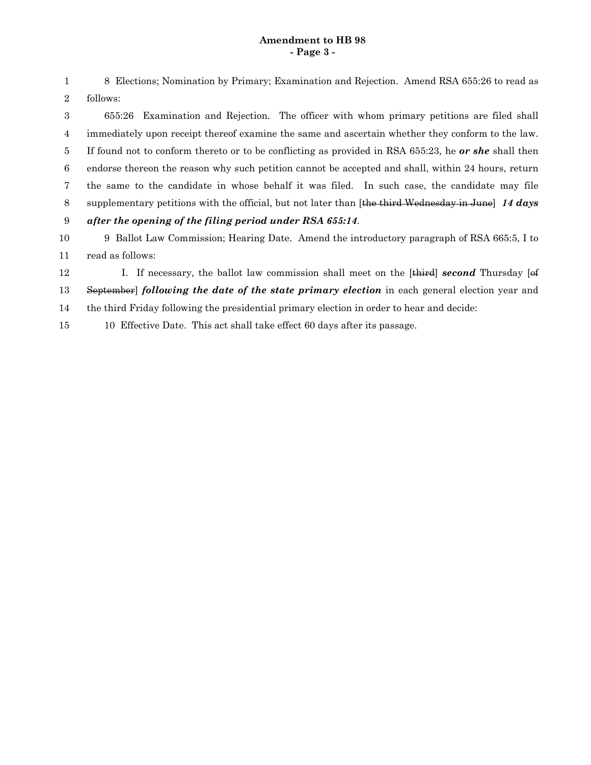8 Elections; Nomination by Primary; Examination and Rejection. Amend RSA 655:26 to read as follows:

655:26 Examination and Rejection. The officer with whom primary petitions are filed shall immediately upon receipt thereof examine the same and ascertain whether they conform to the law. If found not to conform thereto or to be conflicting as provided in RSA 655:23, he ***or she*** shall then endorse thereon the reason why such petition cannot be accepted and shall, within 24 hours, return the same to the candidate in whose behalf it was filed. In such case, the candidate may file supplementary petitions with the official, but not later than [~~the third Wednesday in June~~] ***14 days after the opening of the filing period under RSA 655:14***.

9 Ballot Law Commission; Hearing Date. Amend the introductory paragraph of RSA 665:5, I to read as follows:

I. If necessary, the ballot law commission shall meet on the [~~third~~] ***second*** Thursday [~~of September~~] ***following the date of the state primary election*** in each general election year and the third Friday following the presidential primary election in order to hear and decide:

10 Effective Date. This act shall take effect 60 days after its passage.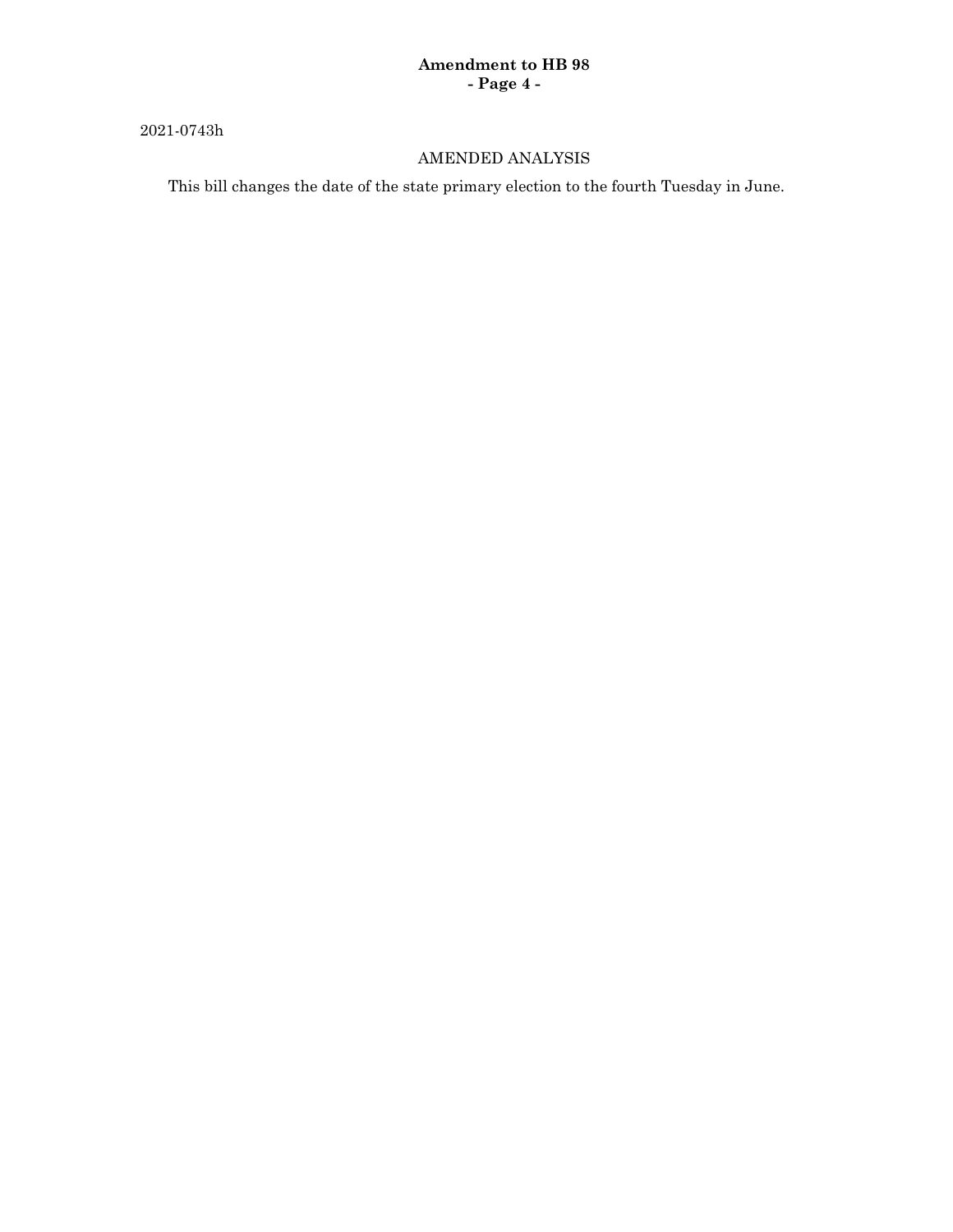2021-0743h

## AMENDED ANALYSIS

This bill changes the date of the state primary election to the fourth Tuesday in June.